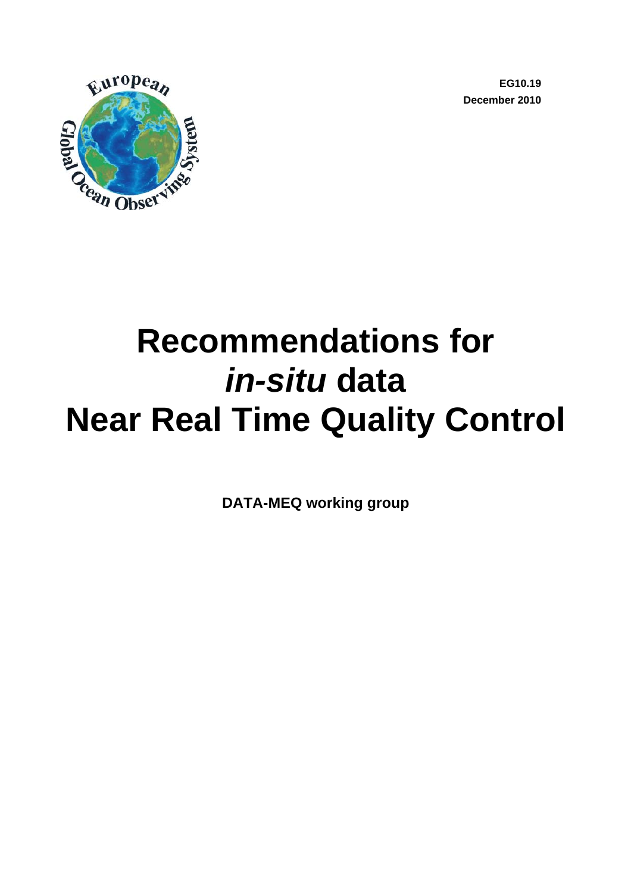EG10.19
December 2010

# Recommendations for *in-situ* data Near Real Time Quality Control

**DATA-MEQ working group**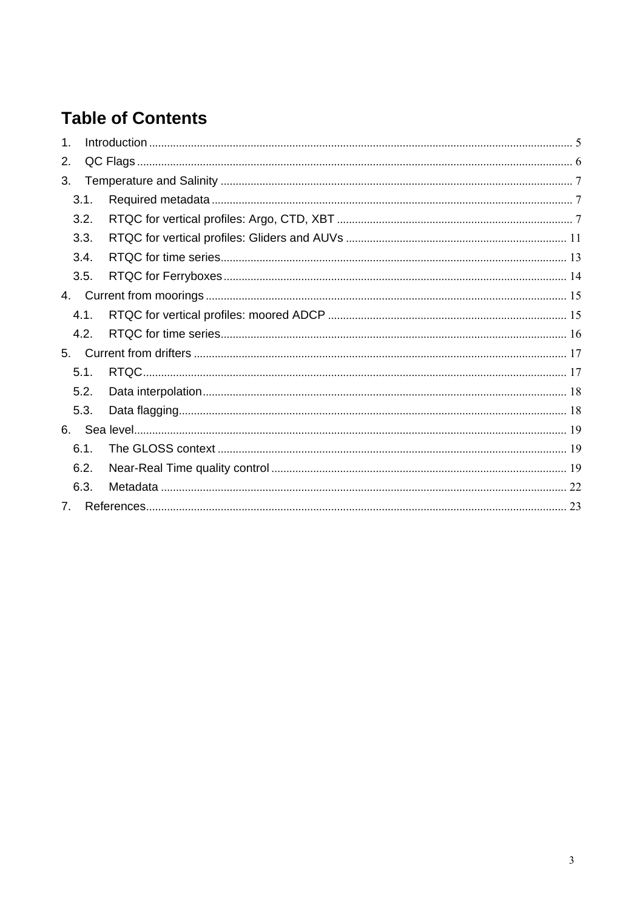# Table of Contents

1. Introduction ........ 5
2. QC Flags ........ 6
3. Temperature and Salinity ........ 7
   - 3.1. Required metadata ........ 7
   - 3.2. RTQC for vertical profiles: Argo, CTD, XBT ........ 7
   - 3.3. RTQC for vertical profiles: Gliders and AUVs ........ 11
   - 3.4. RTQC for time series ........ 13
   - 3.5. RTQC for Ferryboxes ........ 14
4. Current from moorings ........ 15
   - 4.1. RTQC for vertical profiles: moored ADCP ........ 15
   - 4.2. RTQC for time series ........ 16
5. Current from drifters ........ 17
   - 5.1. RTQC ........ 17
   - 5.2. Data interpolation ........ 18
   - 5.3. Data flagging ........ 18
6. Sea level ........ 19
   - 6.1. The GLOSS context ........ 19
   - 6.2. Near-Real Time quality control ........ 19
   - 6.3. Metadata ........ 22
7. References ........ 23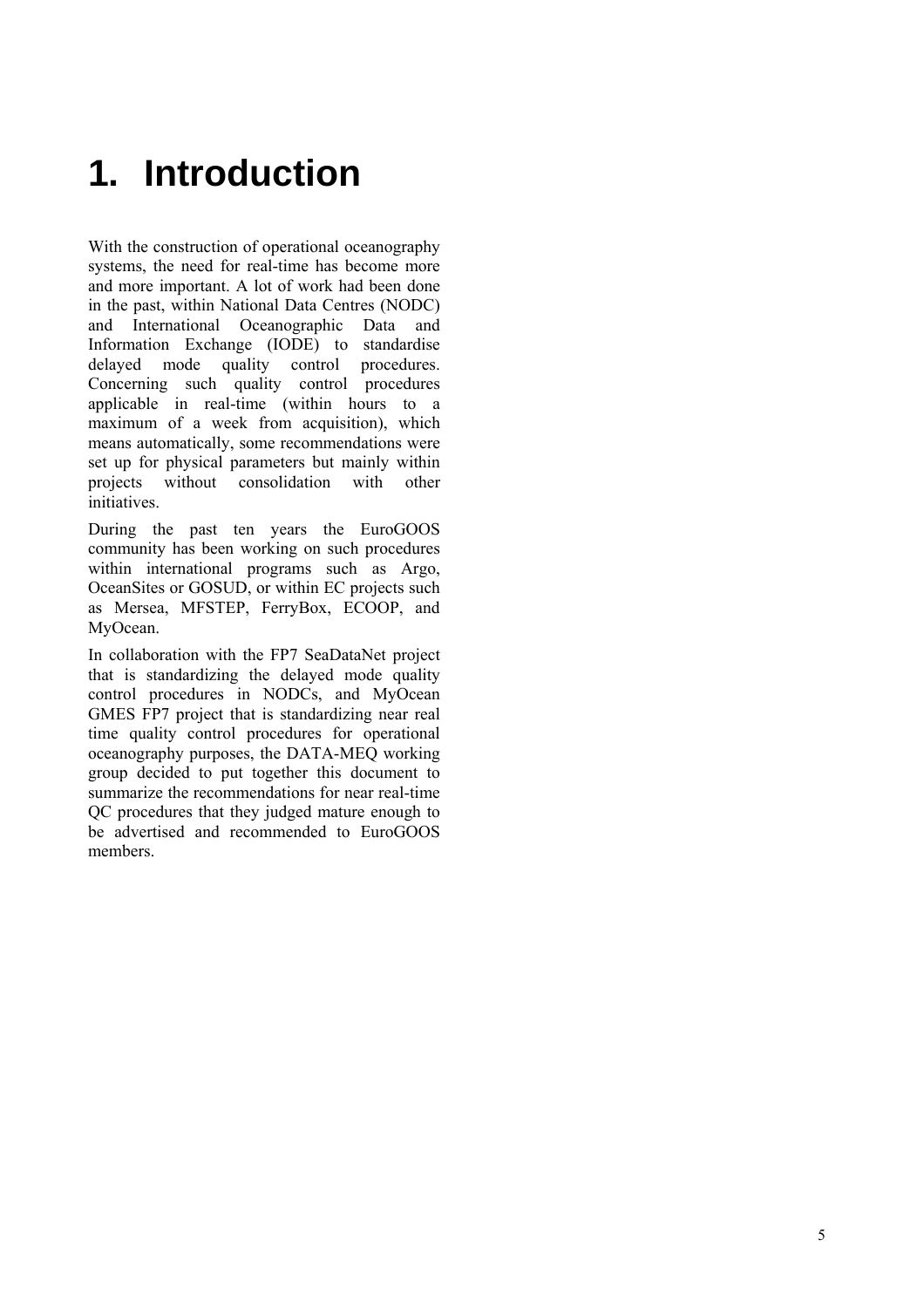# 1. Introduction

With the construction of operational oceanography systems, the need for real-time has become more and more important. A lot of work had been done in the past, within National Data Centres (NODC) and International Oceanographic Data and Information Exchange (IODE) to standardise delayed mode quality control procedures. Concerning such quality control procedures applicable in real-time (within hours to a maximum of a week from acquisition), which means automatically, some recommendations were set up for physical parameters but mainly within projects without consolidation with other initiatives.

During the past ten years the EuroGOOS community has been working on such procedures within international programs such as Argo, OceanSites or GOSUD, or within EC projects such as Mersea, MFSTEP, FerryBox, ECOOP, and MyOcean.

In collaboration with the FP7 SeaDataNet project that is standardizing the delayed mode quality control procedures in NODCs, and MyOcean GMES FP7 project that is standardizing near real time quality control procedures for operational oceanography purposes, the DATA-MEQ working group decided to put together this document to summarize the recommendations for near real-time QC procedures that they judged mature enough to be advertised and recommended to EuroGOOS members.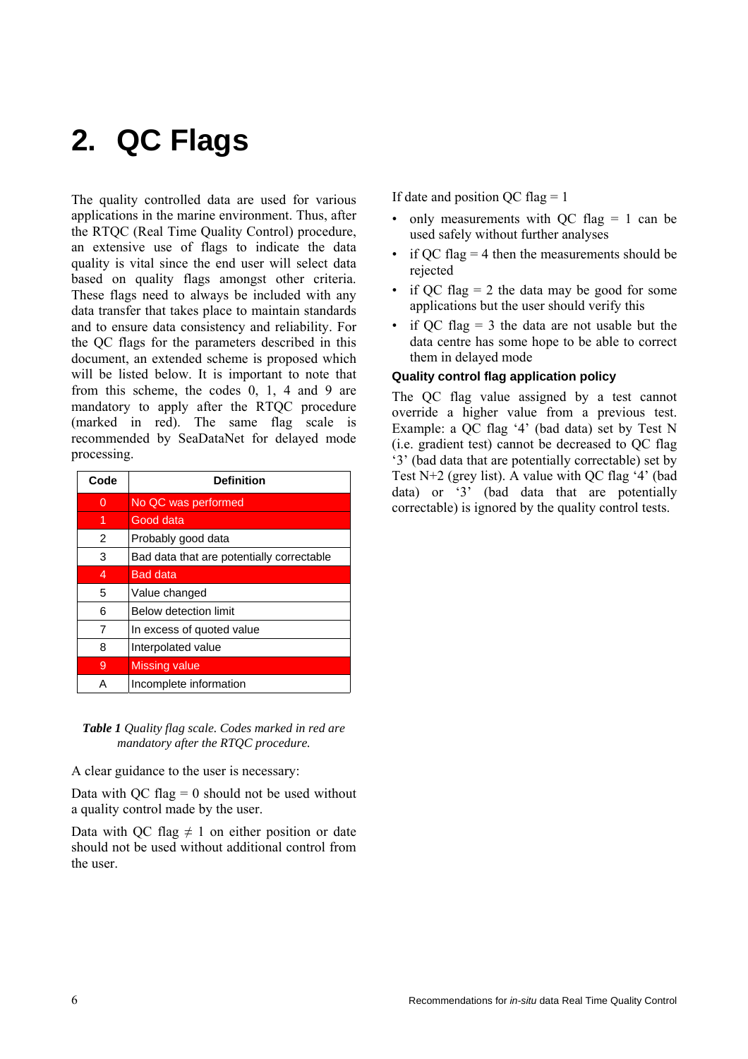# 2. QC Flags

The quality controlled data are used for various applications in the marine environment. Thus, after the RTQC (Real Time Quality Control) procedure, an extensive use of flags to indicate the data quality is vital since the end user will select data based on quality flags amongst other criteria. These flags need to always be included with any data transfer that takes place to maintain standards and to ensure data consistency and reliability. For the QC flags for the parameters described in this document, an extended scheme is proposed which will be listed below. It is important to note that from this scheme, the codes 0, 1, 4 and 9 are mandatory to apply after the RTQC procedure (marked in red). The same flag scale is recommended by SeaDataNet for delayed mode processing.

| Code | Definition |
| --- | --- |
| 0 | No QC was performed |
| 1 | Good data |
| 2 | Probably good data |
| 3 | Bad data that are potentially correctable |
| 4 | Bad data |
| 5 | Value changed |
| 6 | Below detection limit |
| 7 | In excess of quoted value |
| 8 | Interpolated value |
| 9 | Missing value |
| A | Incomplete information |

***Table 1*** *Quality flag scale. Codes marked in red are mandatory after the RTQC procedure.*

A clear guidance to the user is necessary:

Data with QC flag = 0 should not be used without a quality control made by the user.

Data with QC flag ≠ 1 on either position or date should not be used without additional control from the user.

If date and position QC flag = 1

- only measurements with QC flag = 1 can be used safely without further analyses
- if QC flag = 4 then the measurements should be rejected
- if QC flag = 2 the data may be good for some applications but the user should verify this
- if QC flag = 3 the data are not usable but the data centre has some hope to be able to correct them in delayed mode

### Quality control flag application policy

The QC flag value assigned by a test cannot override a higher value from a previous test. Example: a QC flag '4' (bad data) set by Test N (i.e. gradient test) cannot be decreased to QC flag '3' (bad data that are potentially correctable) set by Test N+2 (grey list). A value with QC flag '4' (bad data) or '3' (bad data that are potentially correctable) is ignored by the quality control tests.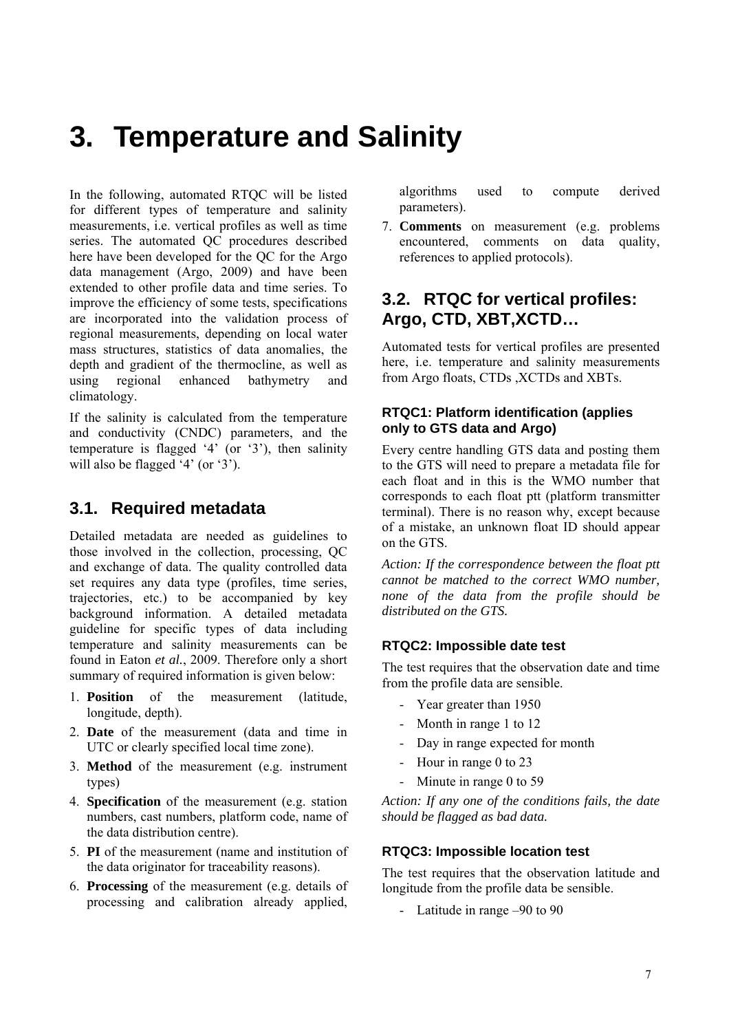# 3. Temperature and Salinity

In the following, automated RTQC will be listed for different types of temperature and salinity measurements, i.e. vertical profiles as well as time series. The automated QC procedures described here have been developed for the QC for the Argo data management (Argo, 2009) and have been extended to other profile data and time series. To improve the efficiency of some tests, specifications are incorporated into the validation process of regional measurements, depending on local water mass structures, statistics of data anomalies, the depth and gradient of the thermocline, as well as using regional enhanced bathymetry and climatology.

If the salinity is calculated from the temperature and conductivity (CNDC) parameters, and the temperature is flagged '4' (or '3'), then salinity will also be flagged '4' (or '3').

## 3.1. Required metadata

Detailed metadata are needed as guidelines to those involved in the collection, processing, QC and exchange of data. The quality controlled data set requires any data type (profiles, time series, trajectories, etc.) to be accompanied by key background information. A detailed metadata guideline for specific types of data including temperature and salinity measurements can be found in Eaton *et al.*, 2009. Therefore only a short summary of required information is given below:

1. **Position** of the measurement (latitude, longitude, depth).
2. **Date** of the measurement (data and time in UTC or clearly specified local time zone).
3. **Method** of the measurement (e.g. instrument types)
4. **Specification** of the measurement (e.g. station numbers, cast numbers, platform code, name of the data distribution centre).
5. **PI** of the measurement (name and institution of the data originator for traceability reasons).
6. **Processing** of the measurement (e.g. details of processing and calibration already applied, algorithms used to compute derived parameters).
7. **Comments** on measurement (e.g. problems encountered, comments on data quality, references to applied protocols).

## 3.2. RTQC for vertical profiles: Argo, CTD, XBT,XCTD…

Automated tests for vertical profiles are presented here, i.e. temperature and salinity measurements from Argo floats, CTDs ,XCTDs and XBTs.

### RTQC1: Platform identification (applies only to GTS data and Argo)

Every centre handling GTS data and posting them to the GTS will need to prepare a metadata file for each float and in this is the WMO number that corresponds to each float ptt (platform transmitter terminal). There is no reason why, except because of a mistake, an unknown float ID should appear on the GTS.

*Action: If the correspondence between the float ptt cannot be matched to the correct WMO number, none of the data from the profile should be distributed on the GTS.*

### RTQC2: Impossible date test

The test requires that the observation date and time from the profile data are sensible.

- Year greater than 1950
- Month in range 1 to 12
- Day in range expected for month
- Hour in range 0 to 23
- Minute in range 0 to 59

*Action: If any one of the conditions fails, the date should be flagged as bad data.*

### RTQC3: Impossible location test

The test requires that the observation latitude and longitude from the profile data be sensible.

- Latitude in range –90 to 90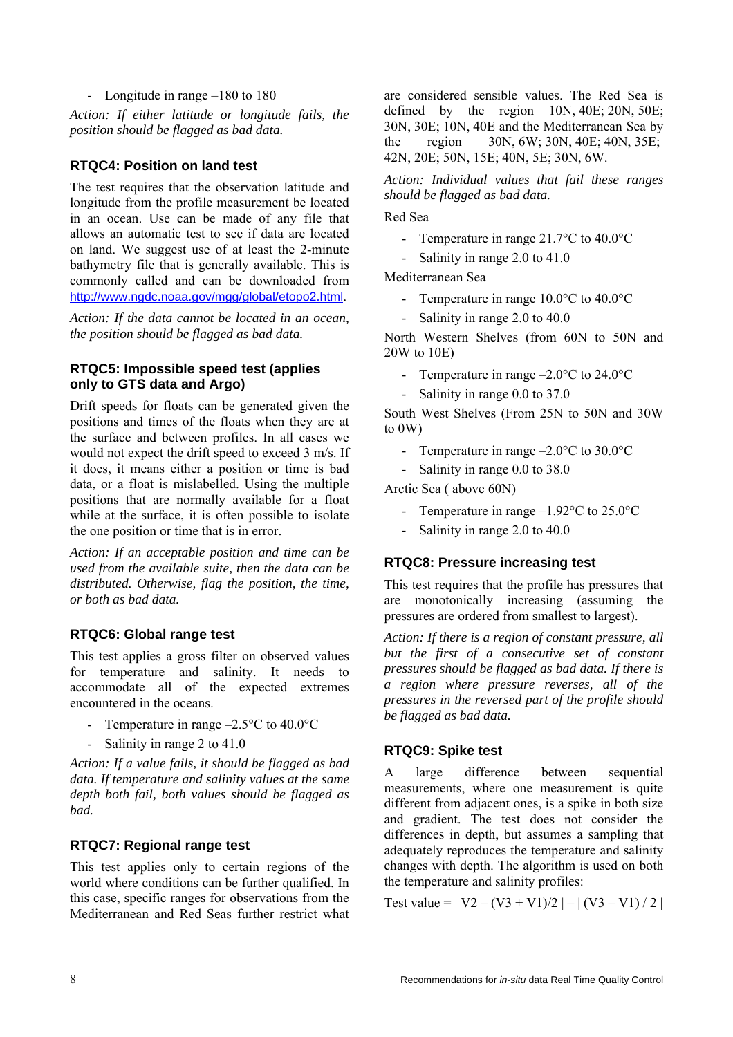- Longitude in range –180 to 180

*Action: If either latitude or longitude fails, the position should be flagged as bad data.*

### RTQC4: Position on land test

The test requires that the observation latitude and longitude from the profile measurement be located in an ocean. Use can be made of any file that allows an automatic test to see if data are located on land. We suggest use of at least the 2-minute bathymetry file that is generally available. This is commonly called and can be downloaded from http://www.ngdc.noaa.gov/mgg/global/etopo2.html.

*Action: If the data cannot be located in an ocean, the position should be flagged as bad data.*

### RTQC5: Impossible speed test (applies only to GTS data and Argo)

Drift speeds for floats can be generated given the positions and times of the floats when they are at the surface and between profiles. In all cases we would not expect the drift speed to exceed 3 m/s. If it does, it means either a position or time is bad data, or a float is mislabelled. Using the multiple positions that are normally available for a float while at the surface, it is often possible to isolate the one position or time that is in error.

*Action: If an acceptable position and time can be used from the available suite, then the data can be distributed. Otherwise, flag the position, the time, or both as bad data.*

### RTQC6: Global range test

This test applies a gross filter on observed values for temperature and salinity. It needs to accommodate all of the expected extremes encountered in the oceans.

- Temperature in range –2.5°C to 40.0°C
- Salinity in range 2 to 41.0

*Action: If a value fails, it should be flagged as bad data. If temperature and salinity values at the same depth both fail, both values should be flagged as bad.*

### RTQC7: Regional range test

This test applies only to certain regions of the world where conditions can be further qualified. In this case, specific ranges for observations from the Mediterranean and Red Seas further restrict what are considered sensible values. The Red Sea is defined by the region 10N, 40E; 20N, 50E; 30N, 30E; 10N, 40E and the Mediterranean Sea by the region 30N, 6W; 30N, 40E; 40N, 35E; 42N, 20E; 50N, 15E; 40N, 5E; 30N, 6W.

*Action: Individual values that fail these ranges should be flagged as bad data.*

Red Sea

- Temperature in range 21.7°C to 40.0°C
- Salinity in range 2.0 to 41.0

Mediterranean Sea

- Temperature in range 10.0°C to 40.0°C
- Salinity in range 2.0 to 40.0

North Western Shelves (from 60N to 50N and 20W to 10E)

- Temperature in range –2.0°C to 24.0°C
- Salinity in range 0.0 to 37.0

South West Shelves (From 25N to 50N and 30W to 0W)

- Temperature in range –2.0°C to 30.0°C
- Salinity in range 0.0 to 38.0

Arctic Sea ( above 60N)

- Temperature in range –1.92°C to 25.0°C
- Salinity in range 2.0 to 40.0

### RTQC8: Pressure increasing test

This test requires that the profile has pressures that are monotonically increasing (assuming the pressures are ordered from smallest to largest).

*Action: If there is a region of constant pressure, all but the first of a consecutive set of constant pressures should be flagged as bad data. If there is a region where pressure reverses, all of the pressures in the reversed part of the profile should be flagged as bad data.*

### RTQC9: Spike test

A large difference between sequential measurements, where one measurement is quite different from adjacent ones, is a spike in both size and gradient. The test does not consider the differences in depth, but assumes a sampling that adequately reproduces the temperature and salinity changes with depth. The algorithm is used on both the temperature and salinity profiles:

Test value = $| V2 – (V3 + V1)/2 | – | (V3 – V1) / 2 |$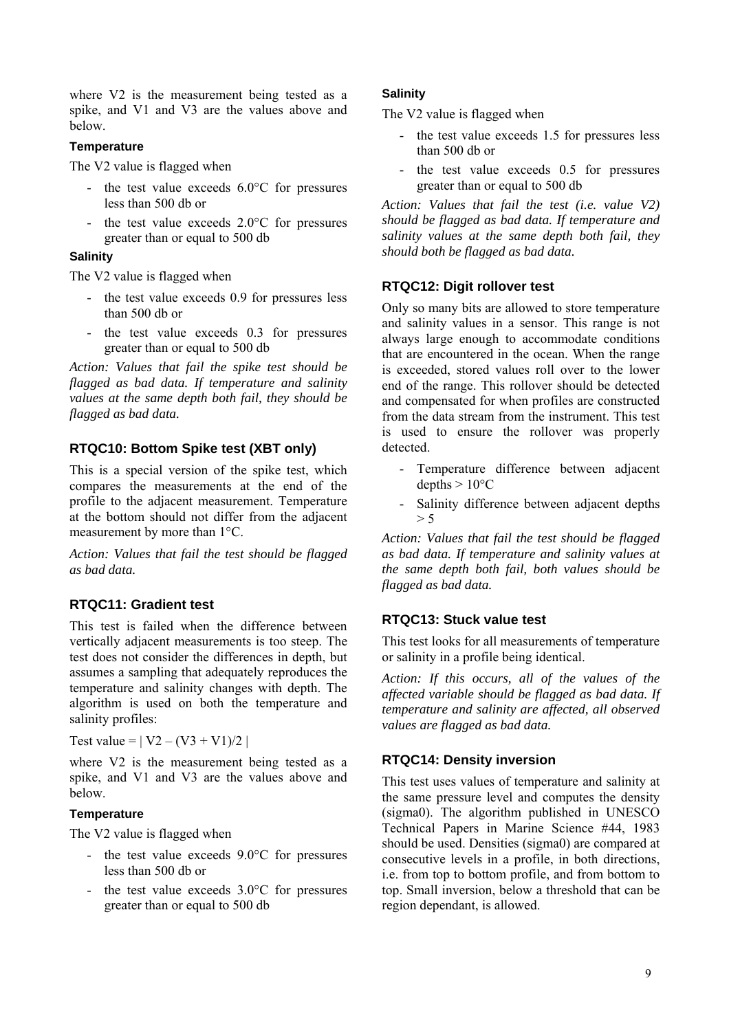where V2 is the measurement being tested as a spike, and V1 and V3 are the values above and below.

#### Temperature

The V2 value is flagged when

- the test value exceeds 6.0°C for pressures less than 500 db or
- the test value exceeds 2.0°C for pressures greater than or equal to 500 db

#### Salinity

The V2 value is flagged when

- the test value exceeds 0.9 for pressures less than 500 db or
- the test value exceeds 0.3 for pressures greater than or equal to 500 db

*Action: Values that fail the spike test should be flagged as bad data. If temperature and salinity values at the same depth both fail, they should be flagged as bad data.*

### RTQC10: Bottom Spike test (XBT only)

This is a special version of the spike test, which compares the measurements at the end of the profile to the adjacent measurement. Temperature at the bottom should not differ from the adjacent measurement by more than 1°C.

*Action: Values that fail the test should be flagged as bad data.*

### RTQC11: Gradient test

This test is failed when the difference between vertically adjacent measurements is too steep. The test does not consider the differences in depth, but assumes a sampling that adequately reproduces the temperature and salinity changes with depth. The algorithm is used on both the temperature and salinity profiles:

Test value = $| V2 – (V3 + V1)/2 |$

where V2 is the measurement being tested as a spike, and V1 and V3 are the values above and below.

#### Temperature

The V2 value is flagged when

- the test value exceeds 9.0°C for pressures less than 500 db or
- the test value exceeds 3.0°C for pressures greater than or equal to 500 db

#### Salinity

The V2 value is flagged when

- the test value exceeds 1.5 for pressures less than 500 db or
- the test value exceeds 0.5 for pressures greater than or equal to 500 db

*Action: Values that fail the test (i.e. value V2) should be flagged as bad data. If temperature and salinity values at the same depth both fail, they should both be flagged as bad data.*

### RTQC12: Digit rollover test

Only so many bits are allowed to store temperature and salinity values in a sensor. This range is not always large enough to accommodate conditions that are encountered in the ocean. When the range is exceeded, stored values roll over to the lower end of the range. This rollover should be detected and compensated for when profiles are constructed from the data stream from the instrument. This test is used to ensure the rollover was properly detected.

- Temperature difference between adjacent depths > 10°C
- Salinity difference between adjacent depths > 5

*Action: Values that fail the test should be flagged as bad data. If temperature and salinity values at the same depth both fail, both values should be flagged as bad data.*

### RTQC13: Stuck value test

This test looks for all measurements of temperature or salinity in a profile being identical.

*Action: If this occurs, all of the values of the affected variable should be flagged as bad data. If temperature and salinity are affected, all observed values are flagged as bad data.*

### RTQC14: Density inversion

This test uses values of temperature and salinity at the same pressure level and computes the density (sigma0). The algorithm published in UNESCO Technical Papers in Marine Science #44, 1983 should be used. Densities (sigma0) are compared at consecutive levels in a profile, in both directions, i.e. from top to bottom profile, and from bottom to top. Small inversion, below a threshold that can be region dependant, is allowed.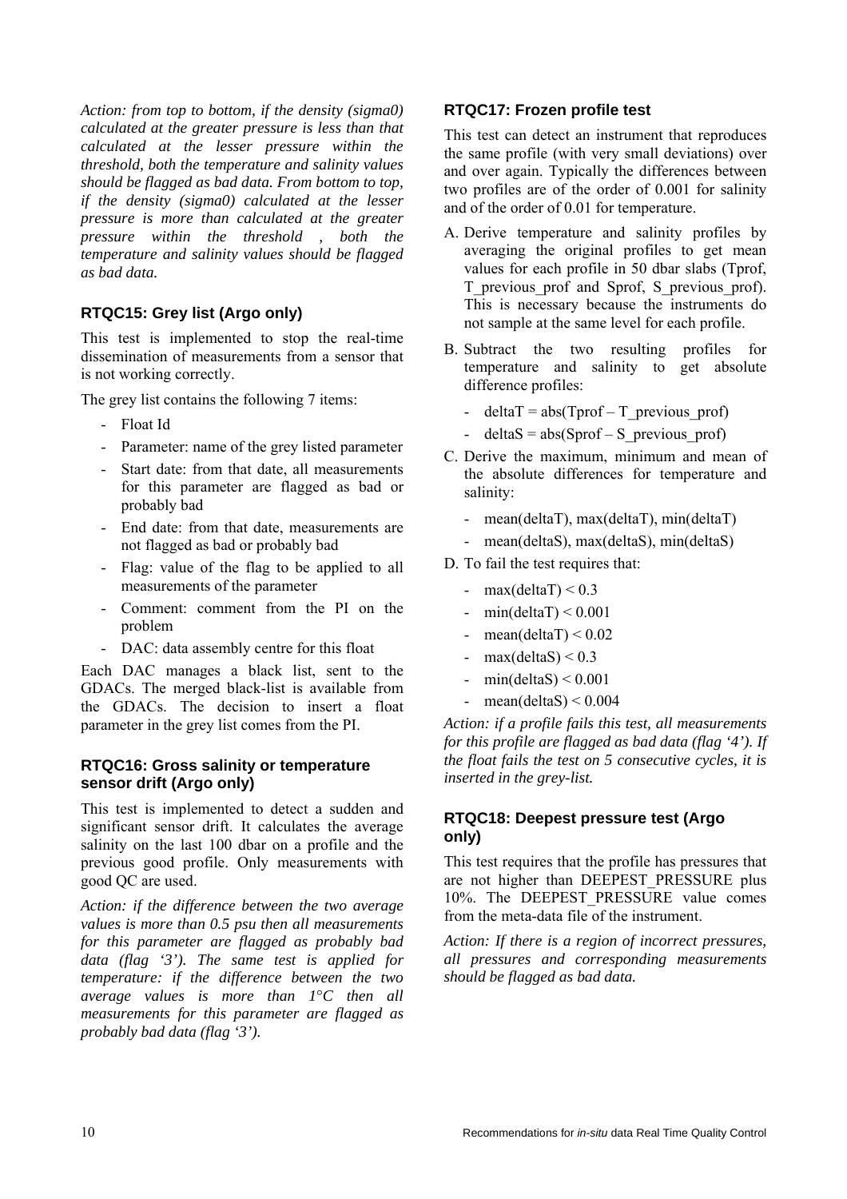*Action: from top to bottom, if the density (sigma0) calculated at the greater pressure is less than that calculated at the lesser pressure within the threshold, both the temperature and salinity values should be flagged as bad data. From bottom to top, if the density (sigma0) calculated at the lesser pressure is more than calculated at the greater pressure within the threshold , both the temperature and salinity values should be flagged as bad data.*

### RTQC15: Grey list (Argo only)

This test is implemented to stop the real-time dissemination of measurements from a sensor that is not working correctly.

The grey list contains the following 7 items:

- Float Id
- Parameter: name of the grey listed parameter
- Start date: from that date, all measurements for this parameter are flagged as bad or probably bad
- End date: from that date, measurements are not flagged as bad or probably bad
- Flag: value of the flag to be applied to all measurements of the parameter
- Comment: comment from the PI on the problem
- DAC: data assembly centre for this float

Each DAC manages a black list, sent to the GDACs. The merged black-list is available from the GDACs. The decision to insert a float parameter in the grey list comes from the PI.

### RTQC16: Gross salinity or temperature sensor drift (Argo only)

This test is implemented to detect a sudden and significant sensor drift. It calculates the average salinity on the last 100 dbar on a profile and the previous good profile. Only measurements with good QC are used.

*Action: if the difference between the two average values is more than 0.5 psu then all measurements for this parameter are flagged as probably bad data (flag '3'). The same test is applied for temperature: if the difference between the two average values is more than 1°C then all measurements for this parameter are flagged as probably bad data (flag '3').*

### RTQC17: Frozen profile test

This test can detect an instrument that reproduces the same profile (with very small deviations) over and over again. Typically the differences between two profiles are of the order of 0.001 for salinity and of the order of 0.01 for temperature.

A. Derive temperature and salinity profiles by averaging the original profiles to get mean values for each profile in 50 dbar slabs (Tprof, T_previous_prof and Sprof, S_previous_prof). This is necessary because the instruments do not sample at the same level for each profile.

B. Subtract the two resulting profiles for temperature and salinity to get absolute difference profiles:
   - deltaT = abs(Tprof – T_previous_prof)
   - deltaS = abs(Sprof – S_previous_prof)

C. Derive the maximum, minimum and mean of the absolute differences for temperature and salinity:
   - mean(deltaT), max(deltaT), min(deltaT)
   - mean(deltaS), max(deltaS), min(deltaS)

D. To fail the test requires that:
   - max(deltaT) < 0.3
   - min(deltaT) < 0.001
   - mean(deltaT) < 0.02
   - max(deltaS) < 0.3
   - min(deltaS) < 0.001
   - mean(deltaS) < 0.004

*Action: if a profile fails this test, all measurements for this profile are flagged as bad data (flag '4'). If the float fails the test on 5 consecutive cycles, it is inserted in the grey-list.*

### RTQC18: Deepest pressure test (Argo only)

This test requires that the profile has pressures that are not higher than DEEPEST_PRESSURE plus 10%. The DEEPEST_PRESSURE value comes from the meta-data file of the instrument.

*Action: If there is a region of incorrect pressures, all pressures and corresponding measurements should be flagged as bad data.*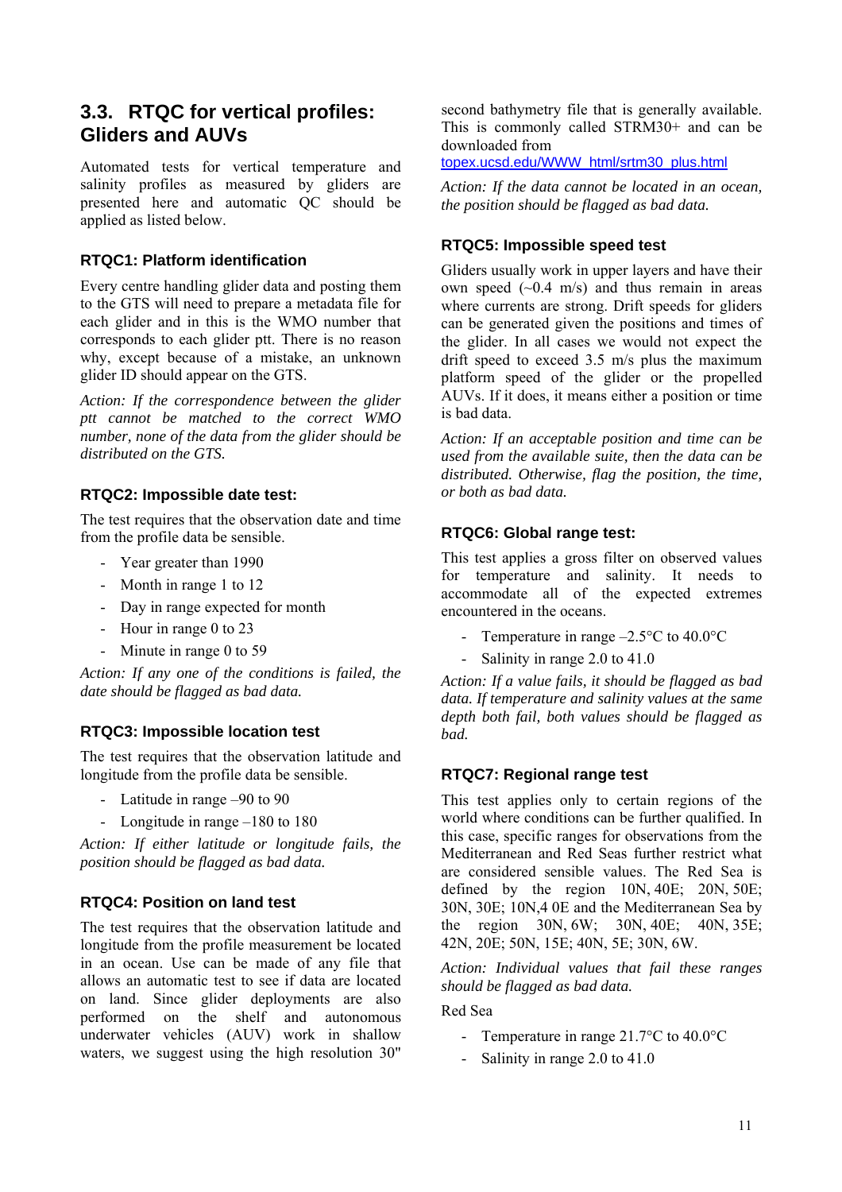## 3.3. RTQC for vertical profiles: Gliders and AUVs

Automated tests for vertical temperature and salinity profiles as measured by gliders are presented here and automatic QC should be applied as listed below.

### RTQC1: Platform identification

Every centre handling glider data and posting them to the GTS will need to prepare a metadata file for each glider and in this is the WMO number that corresponds to each glider ptt. There is no reason why, except because of a mistake, an unknown glider ID should appear on the GTS.

*Action: If the correspondence between the glider ptt cannot be matched to the correct WMO number, none of the data from the glider should be distributed on the GTS.*

### RTQC2: Impossible date test:

The test requires that the observation date and time from the profile data be sensible.

- Year greater than 1990
- Month in range 1 to 12
- Day in range expected for month
- Hour in range 0 to 23
- Minute in range 0 to 59

*Action: If any one of the conditions is failed, the date should be flagged as bad data.*

### RTQC3: Impossible location test

The test requires that the observation latitude and longitude from the profile data be sensible.

- Latitude in range –90 to 90
- Longitude in range –180 to 180

*Action: If either latitude or longitude fails, the position should be flagged as bad data.*

### RTQC4: Position on land test

The test requires that the observation latitude and longitude from the profile measurement be located in an ocean. Use can be made of any file that allows an automatic test to see if data are located on land. Since glider deployments are also performed on the shelf and autonomous underwater vehicles (AUV) work in shallow waters, we suggest using the high resolution 30" second bathymetry file that is generally available. This is commonly called STRM30+ and can be downloaded from [topex.ucsd.edu/WWW_html/srtm30_plus.html](topex.ucsd.edu/WWW_html/srtm30_plus.html)

*Action: If the data cannot be located in an ocean, the position should be flagged as bad data.*

### RTQC5: Impossible speed test

Gliders usually work in upper layers and have their own speed (~0.4 m/s) and thus remain in areas where currents are strong. Drift speeds for gliders can be generated given the positions and times of the glider. In all cases we would not expect the drift speed to exceed 3.5 m/s plus the maximum platform speed of the glider or the propelled AUVs. If it does, it means either a position or time is bad data.

*Action: If an acceptable position and time can be used from the available suite, then the data can be distributed. Otherwise, flag the position, the time, or both as bad data.*

### RTQC6: Global range test:

This test applies a gross filter on observed values for temperature and salinity. It needs to accommodate all of the expected extremes encountered in the oceans.

- Temperature in range –2.5°C to 40.0°C
- Salinity in range 2.0 to 41.0

*Action: If a value fails, it should be flagged as bad data. If temperature and salinity values at the same depth both fail, both values should be flagged as bad.*

### RTQC7: Regional range test

This test applies only to certain regions of the world where conditions can be further qualified. In this case, specific ranges for observations from the Mediterranean and Red Seas further restrict what are considered sensible values. The Red Sea is defined by the region 10N, 40E; 20N, 50E; 30N, 30E; 10N,4 0E and the Mediterranean Sea by the region 30N, 6W; 30N, 40E; 40N, 35E; 42N, 20E; 50N, 15E; 40N, 5E; 30N, 6W.

*Action: Individual values that fail these ranges should be flagged as bad data.*

Red Sea

- Temperature in range 21.7°C to 40.0°C
- Salinity in range 2.0 to 41.0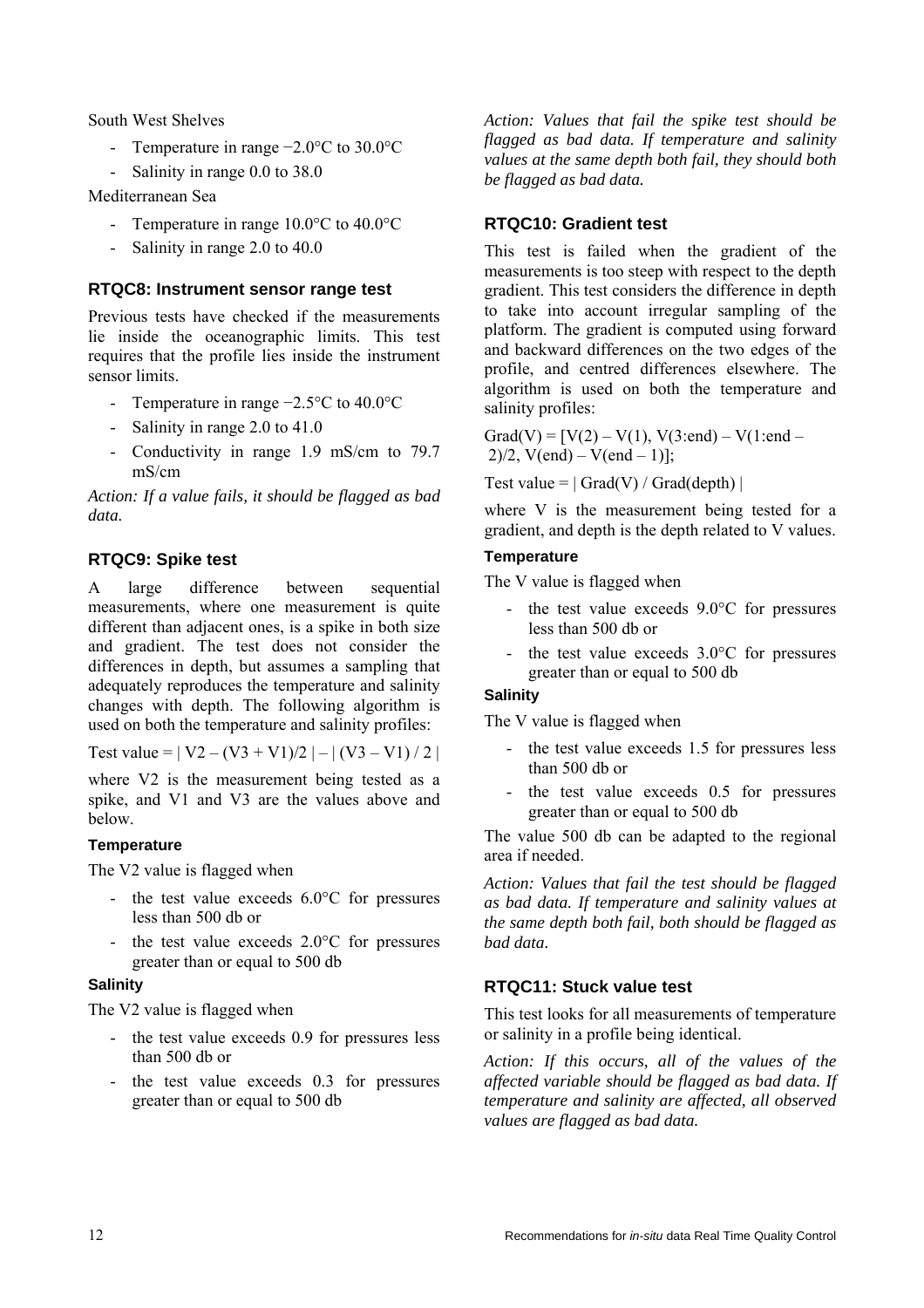South West Shelves

- Temperature in range −2.0°C to 30.0°C
- Salinity in range 0.0 to 38.0

Mediterranean Sea

- Temperature in range 10.0°C to 40.0°C
- Salinity in range 2.0 to 40.0

### RTQC8: Instrument sensor range test

Previous tests have checked if the measurements lie inside the oceanographic limits. This test requires that the profile lies inside the instrument sensor limits.

- Temperature in range −2.5°C to 40.0°C
- Salinity in range 2.0 to 41.0
- Conductivity in range 1.9 mS/cm to 79.7 mS/cm

*Action: If a value fails, it should be flagged as bad data.*

### RTQC9: Spike test

A large difference between sequential measurements, where one measurement is quite different than adjacent ones, is a spike in both size and gradient. The test does not consider the differences in depth, but assumes a sampling that adequately reproduces the temperature and salinity changes with depth. The following algorithm is used on both the temperature and salinity profiles:

Test value = $| V2 - (V3 + V1)/2 | - | (V3 - V1) / 2 |$

where V2 is the measurement being tested as a spike, and V1 and V3 are the values above and below.

#### Temperature

The V2 value is flagged when

- the test value exceeds 6.0°C for pressures less than 500 db or
- the test value exceeds 2.0°C for pressures greater than or equal to 500 db

#### Salinity

The V2 value is flagged when

- the test value exceeds 0.9 for pressures less than 500 db or
- the test value exceeds 0.3 for pressures greater than or equal to 500 db

*Action: Values that fail the spike test should be flagged as bad data. If temperature and salinity values at the same depth both fail, they should both be flagged as bad data.*

### RTQC10: Gradient test

This test is failed when the gradient of the measurements is too steep with respect to the depth gradient. This test considers the difference in depth to take into account irregular sampling of the platform. The gradient is computed using forward and backward differences on the two edges of the profile, and centred differences elsewhere. The algorithm is used on both the temperature and salinity profiles:

Grad(V) = [V(2) – V(1), V(3:end) – V(1:end – 2)/2, V(end) – V(end – 1)];

Test value = | Grad(V) / Grad(depth) |

where V is the measurement being tested for a gradient, and depth is the depth related to V values.

#### Temperature

The V value is flagged when

- the test value exceeds 9.0°C for pressures less than 500 db or
- the test value exceeds 3.0°C for pressures greater than or equal to 500 db

#### Salinity

The V value is flagged when

- the test value exceeds 1.5 for pressures less than 500 db or
- the test value exceeds 0.5 for pressures greater than or equal to 500 db

The value 500 db can be adapted to the regional area if needed.

*Action: Values that fail the test should be flagged as bad data. If temperature and salinity values at the same depth both fail, both should be flagged as bad data.*

### RTQC11: Stuck value test

This test looks for all measurements of temperature or salinity in a profile being identical.

*Action: If this occurs, all of the values of the affected variable should be flagged as bad data. If temperature and salinity are affected, all observed values are flagged as bad data.*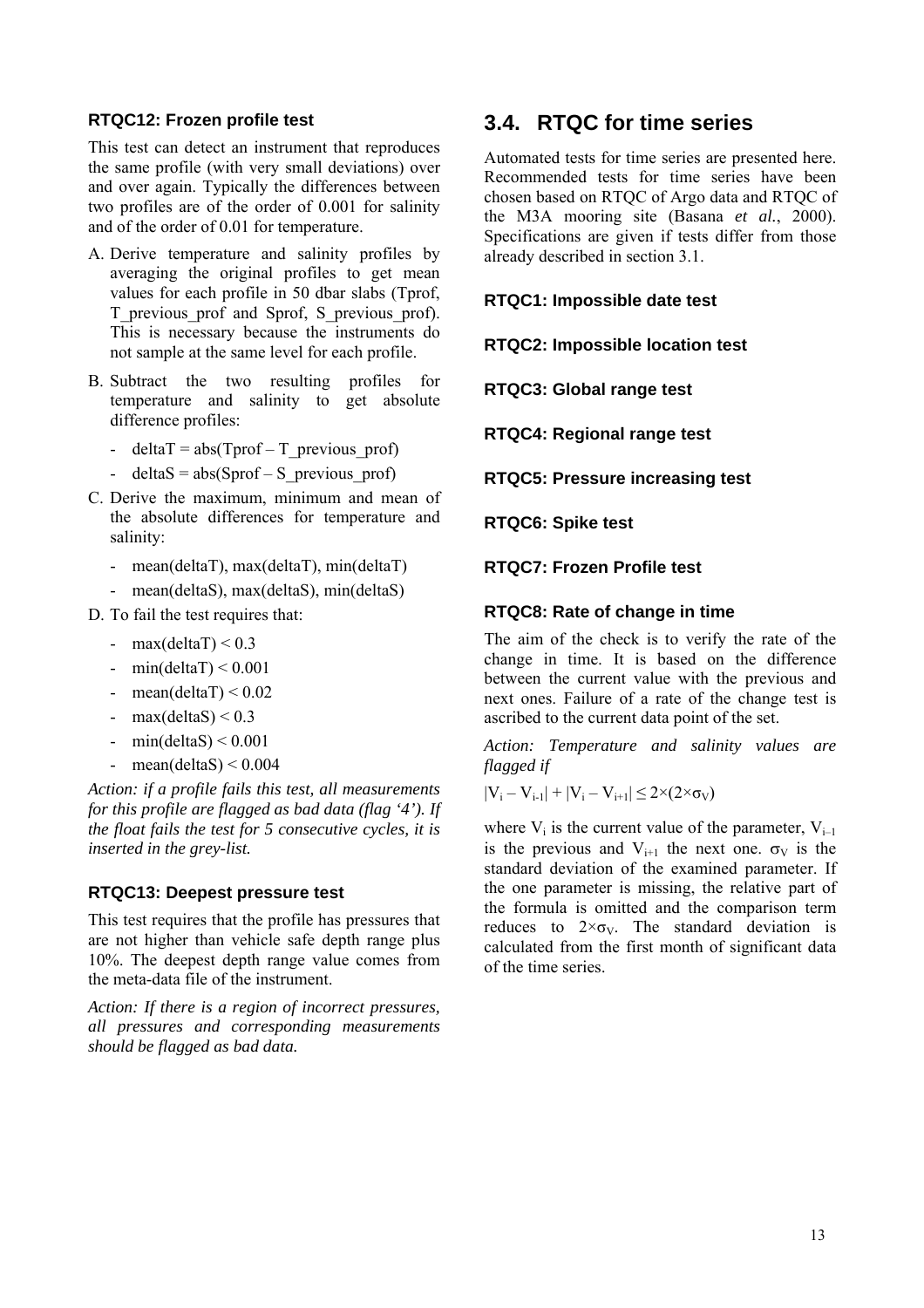#### RTQC12: Frozen profile test

This test can detect an instrument that reproduces the same profile (with very small deviations) over and over again. Typically the differences between two profiles are of the order of 0.001 for salinity and of the order of 0.01 for temperature.

A. Derive temperature and salinity profiles by averaging the original profiles to get mean values for each profile in 50 dbar slabs (Tprof, T_previous_prof and Sprof, S_previous_prof). This is necessary because the instruments do not sample at the same level for each profile.

B. Subtract the two resulting profiles for temperature and salinity to get absolute difference profiles:
   - deltaT = abs(Tprof – T_previous_prof)
   - deltaS = abs(Sprof – S_previous_prof)

C. Derive the maximum, minimum and mean of the absolute differences for temperature and salinity:
   - mean(deltaT), max(deltaT), min(deltaT)
   - mean(deltaS), max(deltaS), min(deltaS)

D. To fail the test requires that:
   - max(deltaT) < 0.3
   - min(deltaT) < 0.001
   - mean(deltaT) < 0.02
   - max(deltaS) < 0.3
   - min(deltaS) < 0.001
   - mean(deltaS) < 0.004

*Action: if a profile fails this test, all measurements for this profile are flagged as bad data (flag '4'). If the float fails the test for 5 consecutive cycles, it is inserted in the grey-list.*

#### RTQC13: Deepest pressure test

This test requires that the profile has pressures that are not higher than vehicle safe depth range plus 10%. The deepest depth range value comes from the meta-data file of the instrument.

*Action: If there is a region of incorrect pressures, all pressures and corresponding measurements should be flagged as bad data.*

## 3.4. RTQC for time series

Automated tests for time series are presented here. Recommended tests for time series have been chosen based on RTQC of Argo data and RTQC of the M3A mooring site (Basana *et al.*, 2000). Specifications are given if tests differ from those already described in section 3.1.

#### RTQC1: Impossible date test

#### RTQC2: Impossible location test

#### RTQC3: Global range test

#### RTQC4: Regional range test

#### RTQC5: Pressure increasing test

#### RTQC6: Spike test

#### RTQC7: Frozen Profile test

#### RTQC8: Rate of change in time

The aim of the check is to verify the rate of the change in time. It is based on the difference between the current value with the previous and next ones. Failure of a rate of the change test is ascribed to the current data point of the set.

*Action: Temperature and salinity values are flagged if*

$$|V_i - V_{i-1}| + |V_i - V_{i+1}| \leq 2\times(2\times\sigma_V)$$

where $V_i$ is the current value of the parameter, $V_{i-1}$ is the previous and $V_{i+1}$ the next one. $\sigma_V$ is the standard deviation of the examined parameter. If the one parameter is missing, the relative part of the formula is omitted and the comparison term reduces to $2\times\sigma_V$. The standard deviation is calculated from the first month of significant data of the time series.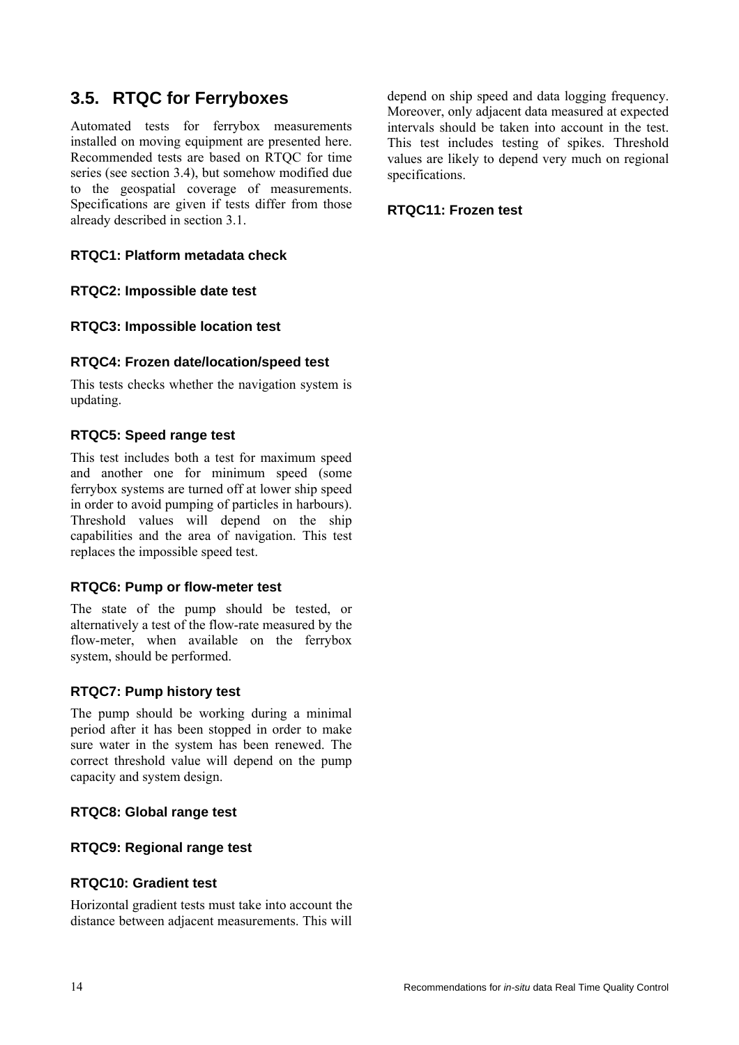## 3.5. RTQC for Ferryboxes

Automated tests for ferrybox measurements installed on moving equipment are presented here. Recommended tests are based on RTQC for time series (see section 3.4), but somehow modified due to the geospatial coverage of measurements. Specifications are given if tests differ from those already described in section 3.1.

#### RTQC1: Platform metadata check

#### RTQC2: Impossible date test

#### RTQC3: Impossible location test

#### RTQC4: Frozen date/location/speed test

This tests checks whether the navigation system is updating.

#### RTQC5: Speed range test

This test includes both a test for maximum speed and another one for minimum speed (some ferrybox systems are turned off at lower ship speed in order to avoid pumping of particles in harbours). Threshold values will depend on the ship capabilities and the area of navigation. This test replaces the impossible speed test.

#### RTQC6: Pump or flow-meter test

The state of the pump should be tested, or alternatively a test of the flow-rate measured by the flow-meter, when available on the ferrybox system, should be performed.

#### RTQC7: Pump history test

The pump should be working during a minimal period after it has been stopped in order to make sure water in the system has been renewed. The correct threshold value will depend on the pump capacity and system design.

#### RTQC8: Global range test

#### RTQC9: Regional range test

#### RTQC10: Gradient test

Horizontal gradient tests must take into account the distance between adjacent measurements. This will depend on ship speed and data logging frequency. Moreover, only adjacent data measured at expected intervals should be taken into account in the test. This test includes testing of spikes. Threshold values are likely to depend very much on regional specifications.

#### RTQC11: Frozen test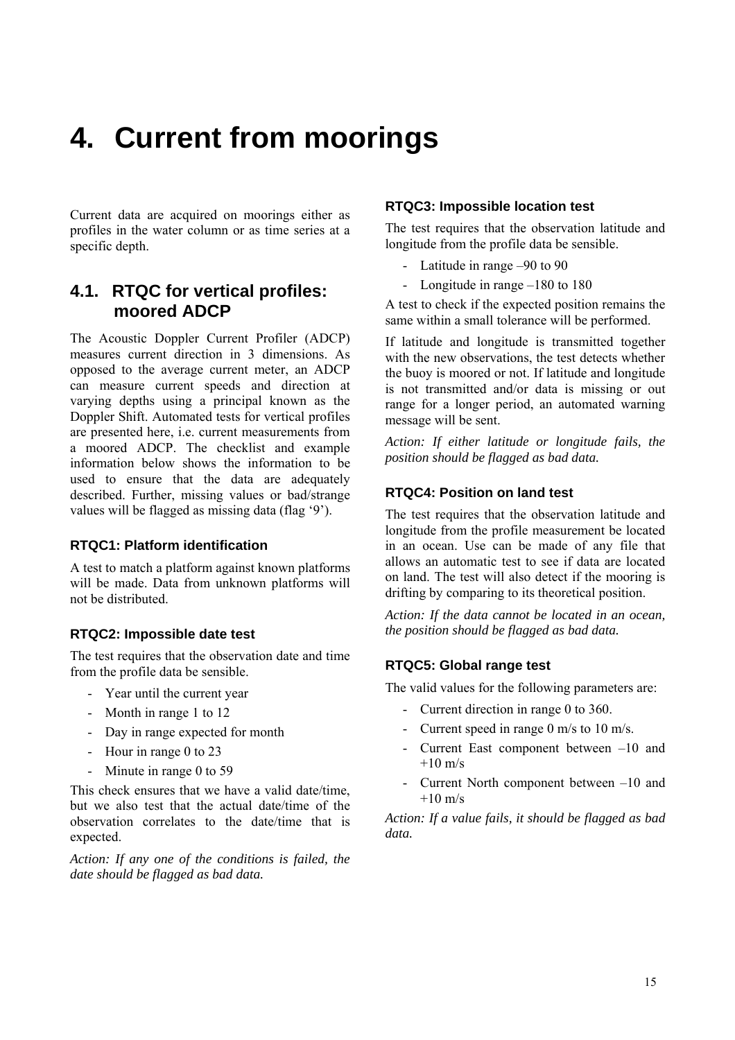# 4. Current from moorings

Current data are acquired on moorings either as profiles in the water column or as time series at a specific depth.

## 4.1. RTQC for vertical profiles: moored ADCP

The Acoustic Doppler Current Profiler (ADCP) measures current direction in 3 dimensions. As opposed to the average current meter, an ADCP can measure current speeds and direction at varying depths using a principal known as the Doppler Shift. Automated tests for vertical profiles are presented here, i.e. current measurements from a moored ADCP. The checklist and example information below shows the information to be used to ensure that the data are adequately described. Further, missing values or bad/strange values will be flagged as missing data (flag '9').

### RTQC1: Platform identification

A test to match a platform against known platforms will be made. Data from unknown platforms will not be distributed.

### RTQC2: Impossible date test

The test requires that the observation date and time from the profile data be sensible.

- Year until the current year
- Month in range 1 to 12
- Day in range expected for month
- Hour in range 0 to 23
- Minute in range 0 to 59

This check ensures that we have a valid date/time, but we also test that the actual date/time of the observation correlates to the date/time that is expected.

*Action: If any one of the conditions is failed, the date should be flagged as bad data.*

### RTQC3: Impossible location test

The test requires that the observation latitude and longitude from the profile data be sensible.

- Latitude in range –90 to 90
- Longitude in range –180 to 180

A test to check if the expected position remains the same within a small tolerance will be performed.

If latitude and longitude is transmitted together with the new observations, the test detects whether the buoy is moored or not. If latitude and longitude is not transmitted and/or data is missing or out range for a longer period, an automated warning message will be sent.

*Action: If either latitude or longitude fails, the position should be flagged as bad data.*

### RTQC4: Position on land test

The test requires that the observation latitude and longitude from the profile measurement be located in an ocean. Use can be made of any file that allows an automatic test to see if data are located on land. The test will also detect if the mooring is drifting by comparing to its theoretical position.

*Action: If the data cannot be located in an ocean, the position should be flagged as bad data.*

### RTQC5: Global range test

The valid values for the following parameters are:

- Current direction in range 0 to 360.
- Current speed in range 0 m/s to 10 m/s.
- Current East component between –10 and +10 m/s
- Current North component between –10 and +10 m/s

*Action: If a value fails, it should be flagged as bad data.*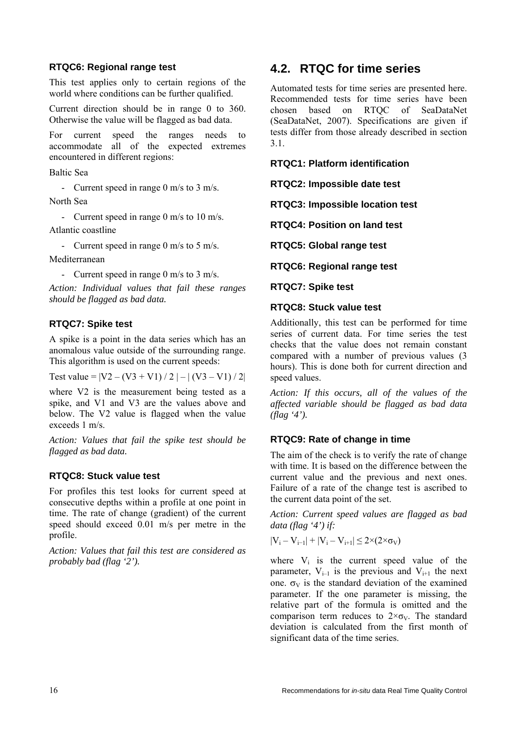### RTQC6: Regional range test

This test applies only to certain regions of the world where conditions can be further qualified.

Current direction should be in range 0 to 360. Otherwise the value will be flagged as bad data.

For current speed the ranges needs to accommodate all of the expected extremes encountered in different regions:

Baltic Sea

- Current speed in range 0 m/s to 3 m/s.

North Sea

- Current speed in range 0 m/s to 10 m/s.

Atlantic coastline

- Current speed in range 0 m/s to 5 m/s.

Mediterranean

- Current speed in range 0 m/s to 3 m/s.

*Action: Individual values that fail these ranges should be flagged as bad data.*

### RTQC7: Spike test

A spike is a point in the data series which has an anomalous value outside of the surrounding range. This algorithm is used on the current speeds:

Test value = $|V2 – (V3 + V1) / 2| – |(V3 – V1) / 2|$

where V2 is the measurement being tested as a spike, and V1 and V3 are the values above and below. The V2 value is flagged when the value exceeds 1 m/s.

*Action: Values that fail the spike test should be flagged as bad data.*

### RTQC8: Stuck value test

For profiles this test looks for current speed at consecutive depths within a profile at one point in time. The rate of change (gradient) of the current speed should exceed 0.01 m/s per metre in the profile.

*Action: Values that fail this test are considered as probably bad (flag '2').*

## 4.2. RTQC for time series

Automated tests for time series are presented here. Recommended tests for time series have been chosen based on RTQC of SeaDataNet (SeaDataNet, 2007). Specifications are given if tests differ from those already described in section 3.1.

### RTQC1: Platform identification

### RTQC2: Impossible date test

### RTQC3: Impossible location test

### RTQC4: Position on land test

### RTQC5: Global range test

### RTQC6: Regional range test

### RTQC7: Spike test

### RTQC8: Stuck value test

Additionally, this test can be performed for time series of current data. For time series the test checks that the value does not remain constant compared with a number of previous values (3 hours). This is done both for current direction and speed values.

*Action: If this occurs, all of the values of the affected variable should be flagged as bad data (flag '4').*

### RTQC9: Rate of change in time

The aim of the check is to verify the rate of change with time. It is based on the difference between the current value and the previous and next ones. Failure of a rate of the change test is ascribed to the current data point of the set.

*Action: Current speed values are flagged as bad data (flag '4') if:*

$$|V_i – V_{i-1}| + |V_i – V_{i+1}| \leq 2\times(2\times\sigma_V)$$

where $V_i$ is the current speed value of the parameter, $V_{i-1}$ is the previous and $V_{i+1}$ the next one. $\sigma_V$ is the standard deviation of the examined parameter. If the one parameter is missing, the relative part of the formula is omitted and the comparison term reduces to $2\times\sigma_V$. The standard deviation is calculated from the first month of significant data of the time series.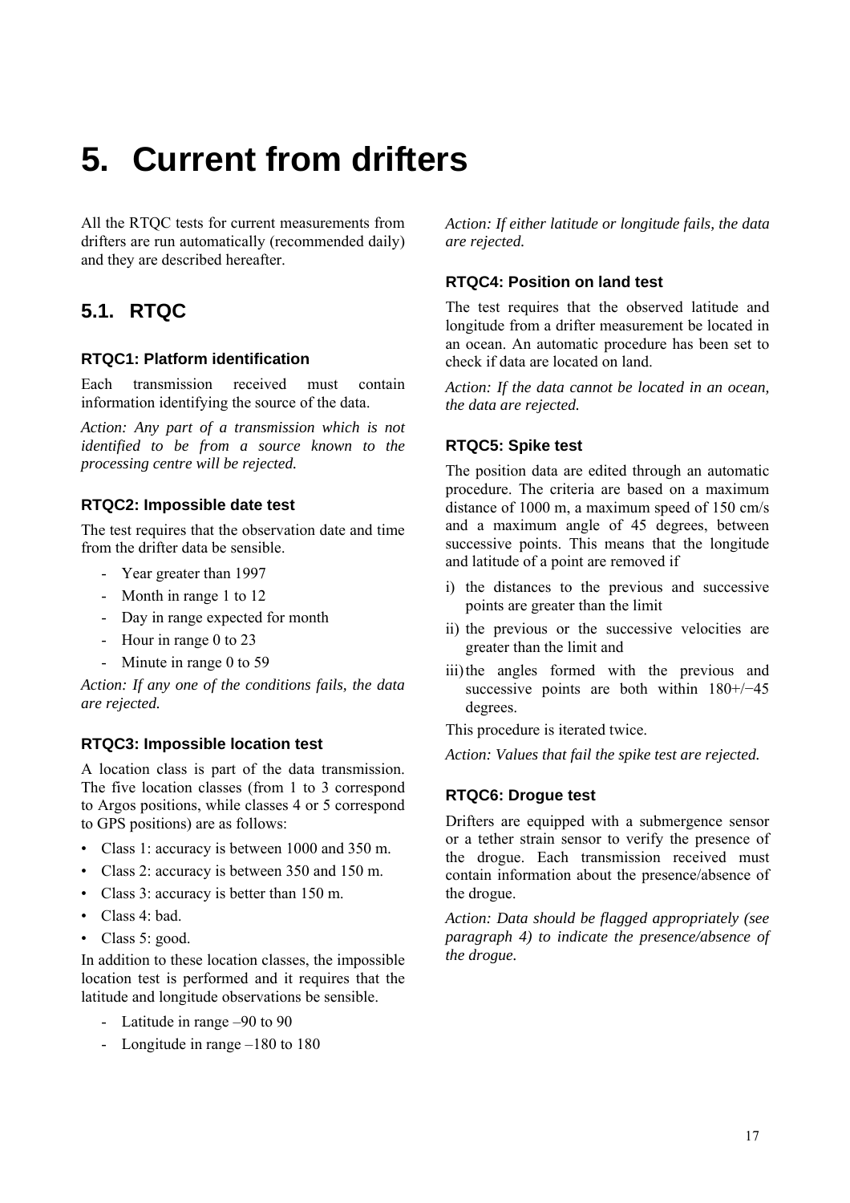# 5. Current from drifters

All the RTQC tests for current measurements from drifters are run automatically (recommended daily) and they are described hereafter.

## 5.1. RTQC

### RTQC1: Platform identification

Each transmission received must contain information identifying the source of the data.

*Action: Any part of a transmission which is not identified to be from a source known to the processing centre will be rejected.*

### RTQC2: Impossible date test

The test requires that the observation date and time from the drifter data be sensible.

- Year greater than 1997
- Month in range 1 to 12
- Day in range expected for month
- Hour in range 0 to 23
- Minute in range 0 to 59

*Action: If any one of the conditions fails, the data are rejected.*

### RTQC3: Impossible location test

A location class is part of the data transmission. The five location classes (from 1 to 3 correspond to Argos positions, while classes 4 or 5 correspond to GPS positions) are as follows:

- Class 1: accuracy is between 1000 and 350 m.
- Class 2: accuracy is between 350 and 150 m.
- Class 3: accuracy is better than 150 m.
- Class 4: bad.
- Class 5: good.

In addition to these location classes, the impossible location test is performed and it requires that the latitude and longitude observations be sensible.

- Latitude in range –90 to 90
- Longitude in range –180 to 180

*Action: If either latitude or longitude fails, the data are rejected.*

### RTQC4: Position on land test

The test requires that the observed latitude and longitude from a drifter measurement be located in an ocean. An automatic procedure has been set to check if data are located on land.

*Action: If the data cannot be located in an ocean, the data are rejected.*

### RTQC5: Spike test

The position data are edited through an automatic procedure. The criteria are based on a maximum distance of 1000 m, a maximum speed of 150 cm/s and a maximum angle of 45 degrees, between successive points. This means that the longitude and latitude of a point are removed if

i) the distances to the previous and successive points are greater than the limit

ii) the previous or the successive velocities are greater than the limit and

iii) the angles formed with the previous and successive points are both within 180+/−45 degrees.

This procedure is iterated twice.

*Action: Values that fail the spike test are rejected.*

### RTQC6: Drogue test

Drifters are equipped with a submergence sensor or a tether strain sensor to verify the presence of the drogue. Each transmission received must contain information about the presence/absence of the drogue.

*Action: Data should be flagged appropriately (see paragraph 4) to indicate the presence/absence of the drogue.*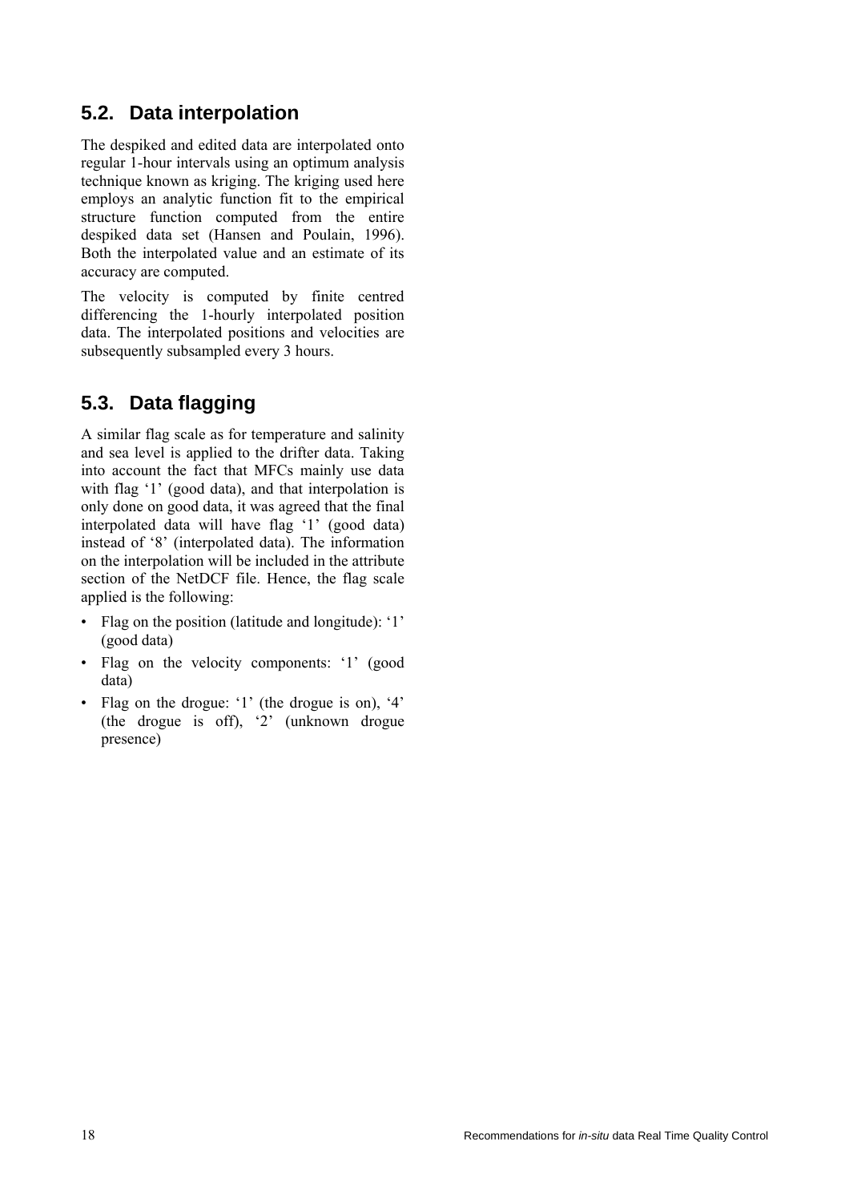## 5.2. Data interpolation

The despiked and edited data are interpolated onto regular 1-hour intervals using an optimum analysis technique known as kriging. The kriging used here employs an analytic function fit to the empirical structure function computed from the entire despiked data set (Hansen and Poulain, 1996). Both the interpolated value and an estimate of its accuracy are computed.

The velocity is computed by finite centred differencing the 1-hourly interpolated position data. The interpolated positions and velocities are subsequently subsampled every 3 hours.

## 5.3. Data flagging

A similar flag scale as for temperature and salinity and sea level is applied to the drifter data. Taking into account the fact that MFCs mainly use data with flag '1' (good data), and that interpolation is only done on good data, it was agreed that the final interpolated data will have flag '1' (good data) instead of '8' (interpolated data). The information on the interpolation will be included in the attribute section of the NetDCF file. Hence, the flag scale applied is the following:

- Flag on the position (latitude and longitude): '1' (good data)
- Flag on the velocity components: '1' (good data)
- Flag on the drogue: '1' (the drogue is on), '4' (the drogue is off), '2' (unknown drogue presence)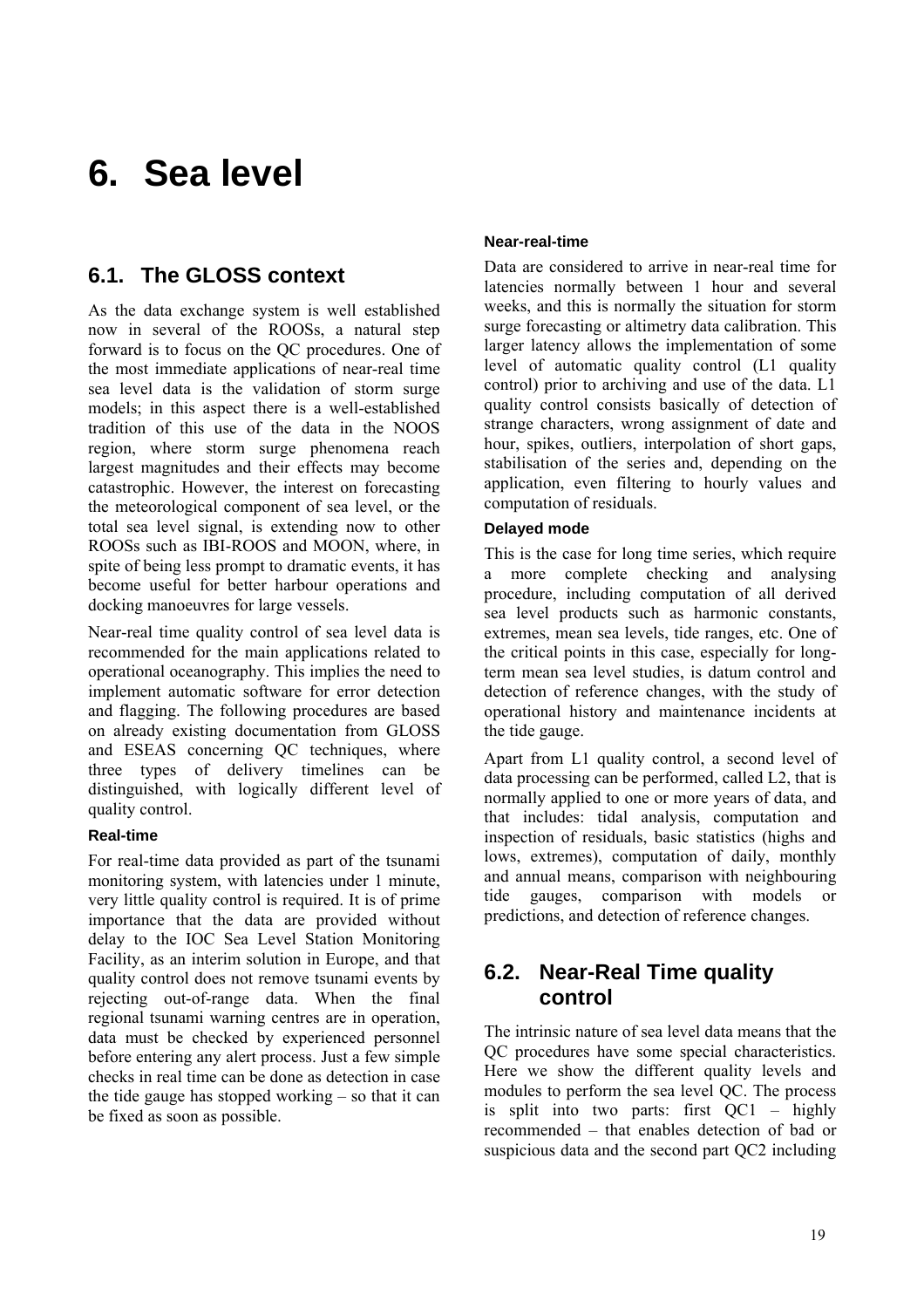# 6. Sea level

## 6.1. The GLOSS context

As the data exchange system is well established now in several of the ROOSs, a natural step forward is to focus on the QC procedures. One of the most immediate applications of near-real time sea level data is the validation of storm surge models; in this aspect there is a well-established tradition of this use of the data in the NOOS region, where storm surge phenomena reach largest magnitudes and their effects may become catastrophic. However, the interest on forecasting the meteorological component of sea level, or the total sea level signal, is extending now to other ROOSs such as IBI-ROOS and MOON, where, in spite of being less prompt to dramatic events, it has become useful for better harbour operations and docking manoeuvres for large vessels.

Near-real time quality control of sea level data is recommended for the main applications related to operational oceanography. This implies the need to implement automatic software for error detection and flagging. The following procedures are based on already existing documentation from GLOSS and ESEAS concerning QC techniques, where three types of delivery timelines can be distinguished, with logically different level of quality control.

#### Real-time

For real-time data provided as part of the tsunami monitoring system, with latencies under 1 minute, very little quality control is required. It is of prime importance that the data are provided without delay to the IOC Sea Level Station Monitoring Facility, as an interim solution in Europe, and that quality control does not remove tsunami events by rejecting out-of-range data. When the final regional tsunami warning centres are in operation, data must be checked by experienced personnel before entering any alert process. Just a few simple checks in real time can be done as detection in case the tide gauge has stopped working – so that it can be fixed as soon as possible.

#### Near-real-time

Data are considered to arrive in near-real time for latencies normally between 1 hour and several weeks, and this is normally the situation for storm surge forecasting or altimetry data calibration. This larger latency allows the implementation of some level of automatic quality control (L1 quality control) prior to archiving and use of the data. L1 quality control consists basically of detection of strange characters, wrong assignment of date and hour, spikes, outliers, interpolation of short gaps, stabilisation of the series and, depending on the application, even filtering to hourly values and computation of residuals.

#### Delayed mode

This is the case for long time series, which require a more complete checking and analysing procedure, including computation of all derived sea level products such as harmonic constants, extremes, mean sea levels, tide ranges, etc. One of the critical points in this case, especially for long-term mean sea level studies, is datum control and detection of reference changes, with the study of operational history and maintenance incidents at the tide gauge.

Apart from L1 quality control, a second level of data processing can be performed, called L2, that is normally applied to one or more years of data, and that includes: tidal analysis, computation and inspection of residuals, basic statistics (highs and lows, extremes), computation of daily, monthly and annual means, comparison with neighbouring tide gauges, comparison with models or predictions, and detection of reference changes.

## 6.2. Near-Real Time quality control

The intrinsic nature of sea level data means that the QC procedures have some special characteristics. Here we show the different quality levels and modules to perform the sea level QC. The process is split into two parts: first QC1 – highly recommended – that enables detection of bad or suspicious data and the second part QC2 including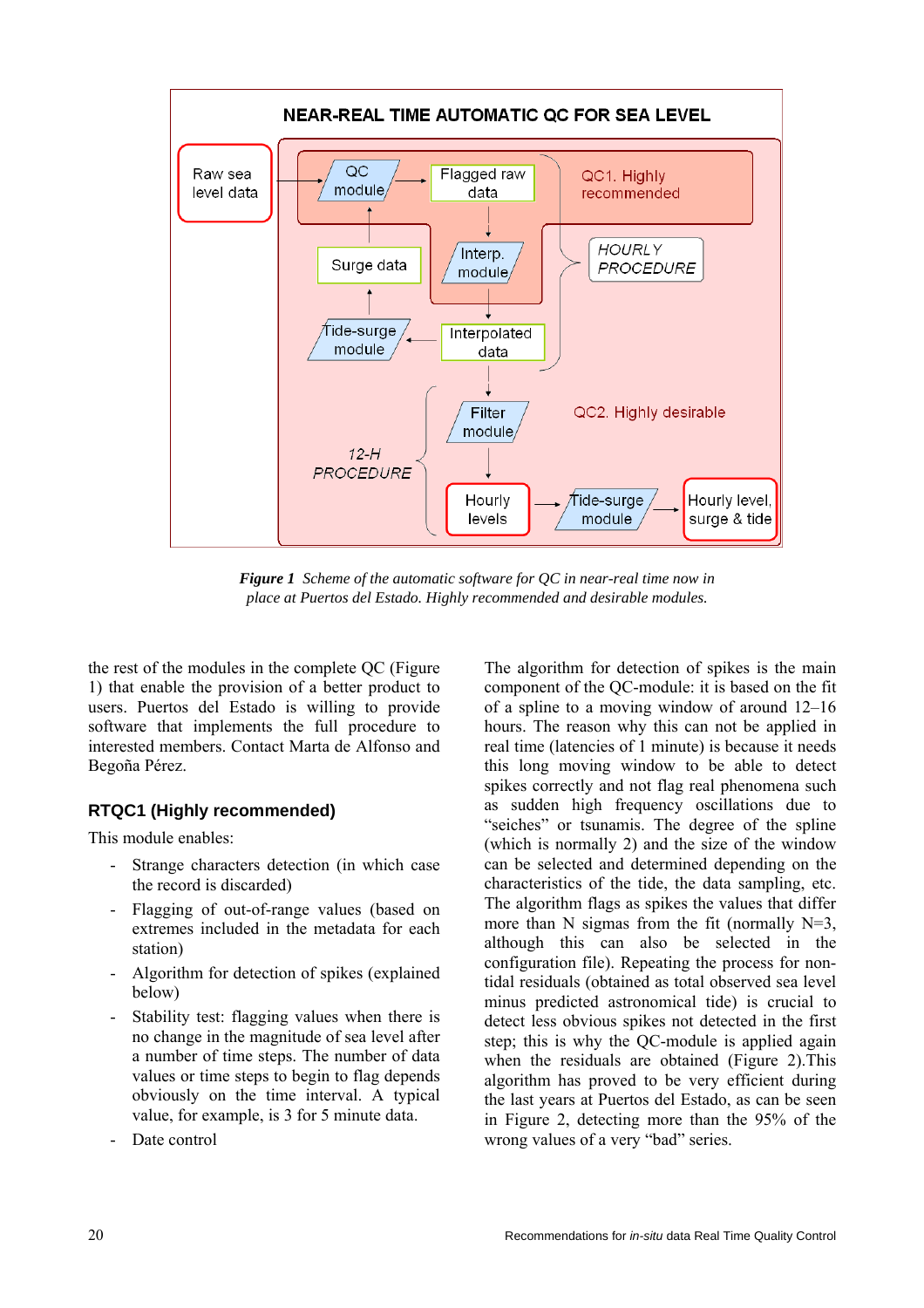NEAR-REAL TIME AUTOMATIC QC FOR SEA LEVEL

Raw sea level data → QC module → Flagged raw data → Interp. module → Interpolated data → Filter module → Hourly levels → Tide-surge module → Hourly level, surge & tide

Interpolated data → Tide-surge module → Surge data → QC module

QC1. Highly recommended

HOURLY PROCEDURE

QC2. Highly desirable

12-H PROCEDURE

***Figure 1*** *Scheme of the automatic software for QC in near-real time now in place at Puertos del Estado. Highly recommended and desirable modules.*

the rest of the modules in the complete QC (Figure 1) that enable the provision of a better product to users. Puertos del Estado is willing to provide software that implements the full procedure to interested members. Contact Marta de Alfonso and Begoña Pérez.

### RTQC1 (Highly recommended)

This module enables:

- Strange characters detection (in which case the record is discarded)
- Flagging of out-of-range values (based on extremes included in the metadata for each station)
- Algorithm for detection of spikes (explained below)
- Stability test: flagging values when there is no change in the magnitude of sea level after a number of time steps. The number of data values or time steps to begin to flag depends obviously on the time interval. A typical value, for example, is 3 for 5 minute data.
- Date control

The algorithm for detection of spikes is the main component of the QC-module: it is based on the fit of a spline to a moving window of around 12–16 hours. The reason why this can not be applied in real time (latencies of 1 minute) is because it needs this long moving window to be able to detect spikes correctly and not flag real phenomena such as sudden high frequency oscillations due to "seiches" or tsunamis. The degree of the spline (which is normally 2) and the size of the window can be selected and determined depending on the characteristics of the tide, the data sampling, etc. The algorithm flags as spikes the values that differ more than N sigmas from the fit (normally N=3, although this can also be selected in the configuration file). Repeating the process for non-tidal residuals (obtained as total observed sea level minus predicted astronomical tide) is crucial to detect less obvious spikes not detected in the first step; this is why the QC-module is applied again when the residuals are obtained (Figure 2).This algorithm has proved to be very efficient during the last years at Puertos del Estado, as can be seen in Figure 2, detecting more than the 95% of the wrong values of a very "bad" series.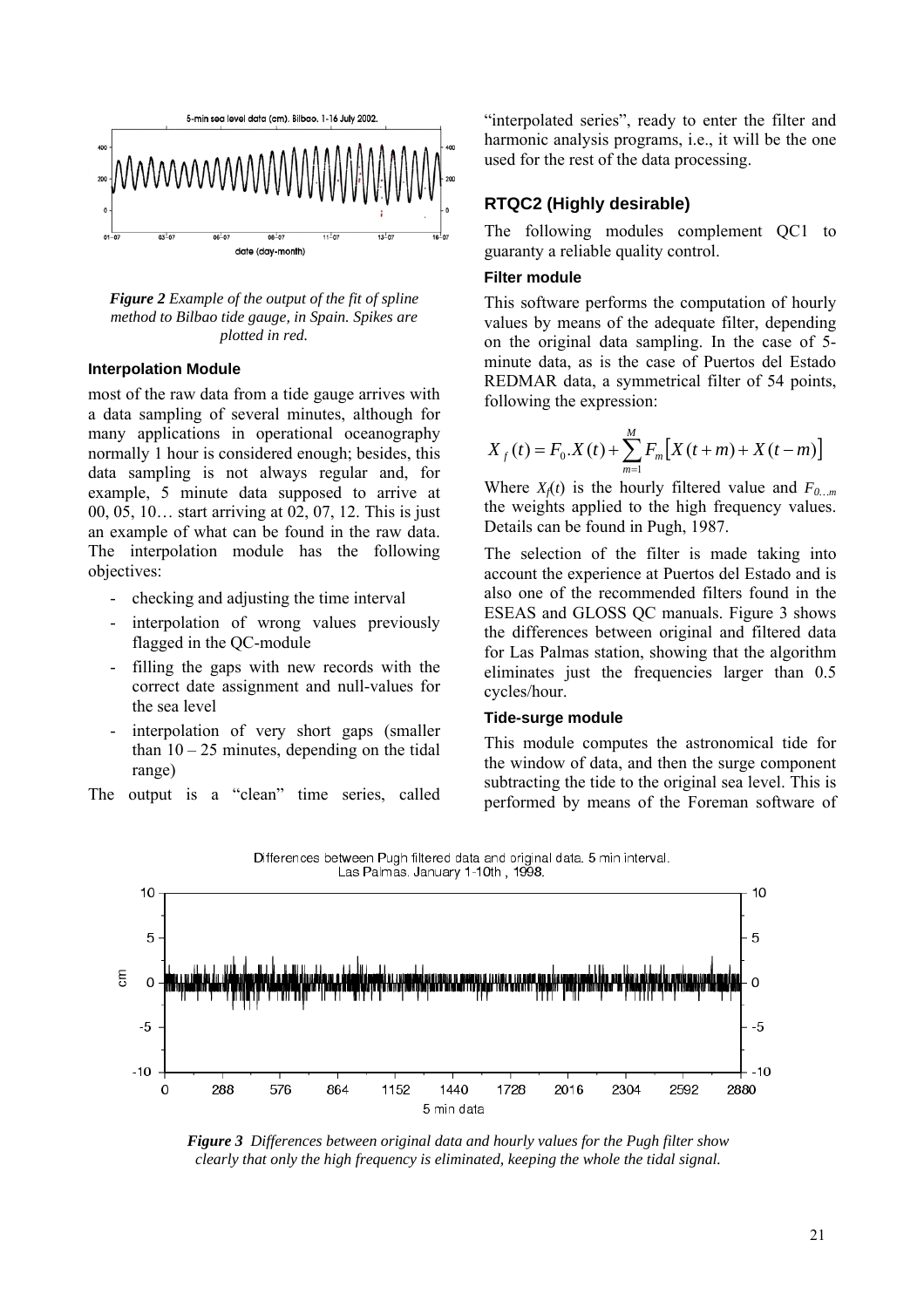*Figure 2 Example of the output of the fit of spline method to Bilbao tide gauge, in Spain. Spikes are plotted in red.*

#### Interpolation Module

most of the raw data from a tide gauge arrives with a data sampling of several minutes, although for many applications in operational oceanography normally 1 hour is considered enough; besides, this data sampling is not always regular and, for example, 5 minute data supposed to arrive at 00, 05, 10… start arriving at 02, 07, 12. This is just an example of what can be found in the raw data. The interpolation module has the following objectives:

- checking and adjusting the time interval
- interpolation of wrong values previously flagged in the QC-module
- filling the gaps with new records with the correct date assignment and null-values for the sea level
- interpolation of very short gaps (smaller than 10 – 25 minutes, depending on the tidal range)

The output is a "clean" time series, called "interpolated series", ready to enter the filter and harmonic analysis programs, i.e., it will be the one used for the rest of the data processing.

### RTQC2 (Highly desirable)

The following modules complement QC1 to guaranty a reliable quality control.

#### Filter module

This software performs the computation of hourly values by means of the adequate filter, depending on the original data sampling. In the case of 5-minute data, as is the case of Puertos del Estado REDMAR data, a symmetrical filter of 54 points, following the expression:

$$X_f(t) = F_0.X(t) + \sum_{m=1}^{M} F_m\left[X(t+m) + X(t-m)\right]$$

Where $X_f(t)$ is the hourly filtered value and $F_{0...m}$ the weights applied to the high frequency values. Details can be found in Pugh, 1987.

The selection of the filter is made taking into account the experience at Puertos del Estado and is also one of the recommended filters found in the ESEAS and GLOSS QC manuals. Figure 3 shows the differences between original and filtered data for Las Palmas station, showing that the algorithm eliminates just the frequencies larger than 0.5 cycles/hour.

#### Tide-surge module

This module computes the astronomical tide for the window of data, and then the surge component subtracting the tide to the original sea level. This is performed by means of the Foreman software of

*Figure 3 Differences between original data and hourly values for the Pugh filter show clearly that only the high frequency is eliminated, keeping the whole the tidal signal.*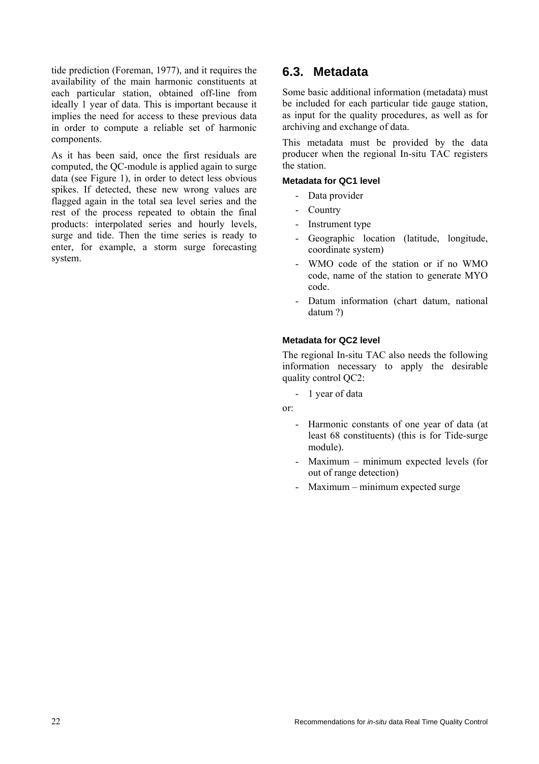tide prediction (Foreman, 1977), and it requires the availability of the main harmonic constituents at each particular station, obtained off-line from ideally 1 year of data. This is important because it implies the need for access to these previous data in order to compute a reliable set of harmonic components.

As it has been said, once the first residuals are computed, the QC-module is applied again to surge data (see Figure 1), in order to detect less obvious spikes. If detected, these new wrong values are flagged again in the total sea level series and the rest of the process repeated to obtain the final products: interpolated series and hourly levels, surge and tide. Then the time series is ready to enter, for example, a storm surge forecasting system.

## 6.3. Metadata

Some basic additional information (metadata) must be included for each particular tide gauge station, as input for the quality procedures, as well as for archiving and exchange of data.

This metadata must be provided by the data producer when the regional In-situ TAC registers the station.

#### Metadata for QC1 level

- Data provider
- Country
- Instrument type
- Geographic location (latitude, longitude, coordinate system)
- WMO code of the station or if no WMO code, name of the station to generate MYO code.
- Datum information (chart datum, national datum ?)

#### Metadata for QC2 level

The regional In-situ TAC also needs the following information necessary to apply the desirable quality control QC2:

- 1 year of data

or:

- Harmonic constants of one year of data (at least 68 constituents) (this is for Tide-surge module).
- Maximum – minimum expected levels (for out of range detection)
- Maximum – minimum expected surge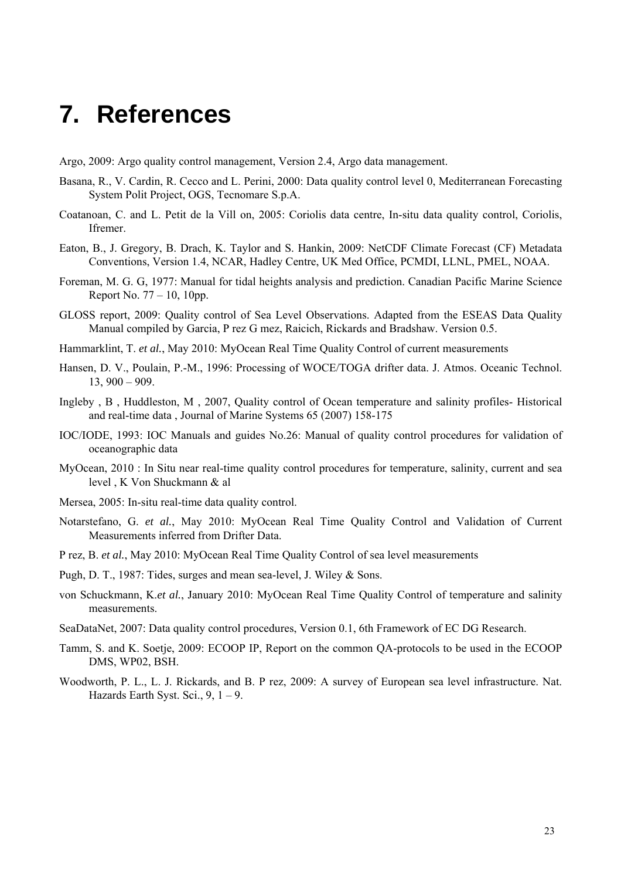# 7. References

Argo, 2009: Argo quality control management, Version 2.4, Argo data management.

Basana, R., V. Cardin, R. Cecco and L. Perini, 2000: Data quality control level 0, Mediterranean Forecasting System Polit Project, OGS, Tecnomare S.p.A.

Coatanoan, C. and L. Petit de la Vill on, 2005: Coriolis data centre, In-situ data quality control, Coriolis, Ifremer.

Eaton, B., J. Gregory, B. Drach, K. Taylor and S. Hankin, 2009: NetCDF Climate Forecast (CF) Metadata Conventions, Version 1.4, NCAR, Hadley Centre, UK Med Office, PCMDI, LLNL, PMEL, NOAA.

Foreman, M. G. G, 1977: Manual for tidal heights analysis and prediction. Canadian Pacific Marine Science Report No. 77 – 10, 10pp.

GLOSS report, 2009: Quality control of Sea Level Observations. Adapted from the ESEAS Data Quality Manual compiled by Garcia, P rez G mez, Raicich, Rickards and Bradshaw. Version 0.5.

Hammarklint, T. *et al.*, May 2010: MyOcean Real Time Quality Control of current measurements

Hansen, D. V., Poulain, P.-M., 1996: Processing of WOCE/TOGA drifter data. J. Atmos. Oceanic Technol. 13, 900 – 909.

Ingleby , B , Huddleston, M , 2007, Quality control of Ocean temperature and salinity profiles- Historical and real-time data , Journal of Marine Systems 65 (2007) 158-175

IOC/IODE, 1993: IOC Manuals and guides No.26: Manual of quality control procedures for validation of oceanographic data

MyOcean, 2010 : In Situ near real-time quality control procedures for temperature, salinity, current and sea level , K Von Shuckmann & al

Mersea, 2005: In-situ real-time data quality control.

Notarstefano, G. *et al.*, May 2010: MyOcean Real Time Quality Control and Validation of Current Measurements inferred from Drifter Data.

P rez, B. *et al.*, May 2010: MyOcean Real Time Quality Control of sea level measurements

Pugh, D. T., 1987: Tides, surges and mean sea-level, J. Wiley & Sons.

von Schuckmann, K.*et al.*, January 2010: MyOcean Real Time Quality Control of temperature and salinity measurements.

SeaDataNet, 2007: Data quality control procedures, Version 0.1, 6th Framework of EC DG Research.

Tamm, S. and K. Soetje, 2009: ECOOP IP, Report on the common QA-protocols to be used in the ECOOP DMS, WP02, BSH.

Woodworth, P. L., L. J. Rickards, and B. P rez, 2009: A survey of European sea level infrastructure. Nat. Hazards Earth Syst. Sci., 9, 1 – 9.